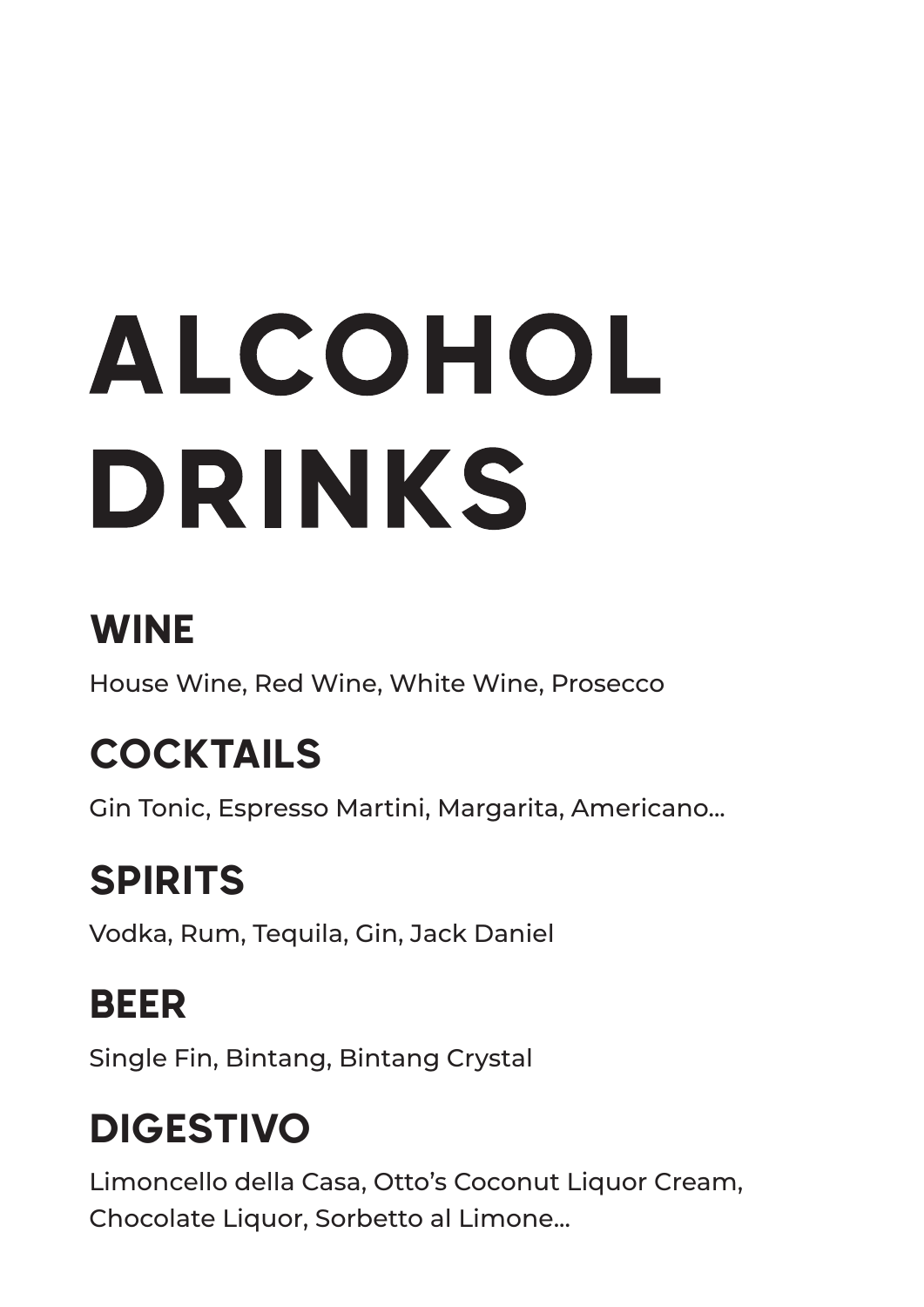# ALCOHOL DRINKS

## WINE

House Wine, Red Wine, White Wine, Prosecco

## COCKTAILS

Gin Tonic, Espresso Martini, Margarita, Americano...

## SPIRITS

Vodka, Rum, Tequila, Gin, Jack Daniel

## BEER

Single Fin, Bintang, Bintang Crystal

## DIGESTIVO

Limoncello della Casa, Otto's Coconut Liquor Cream, Chocolate Liquor, Sorbetto al Limone...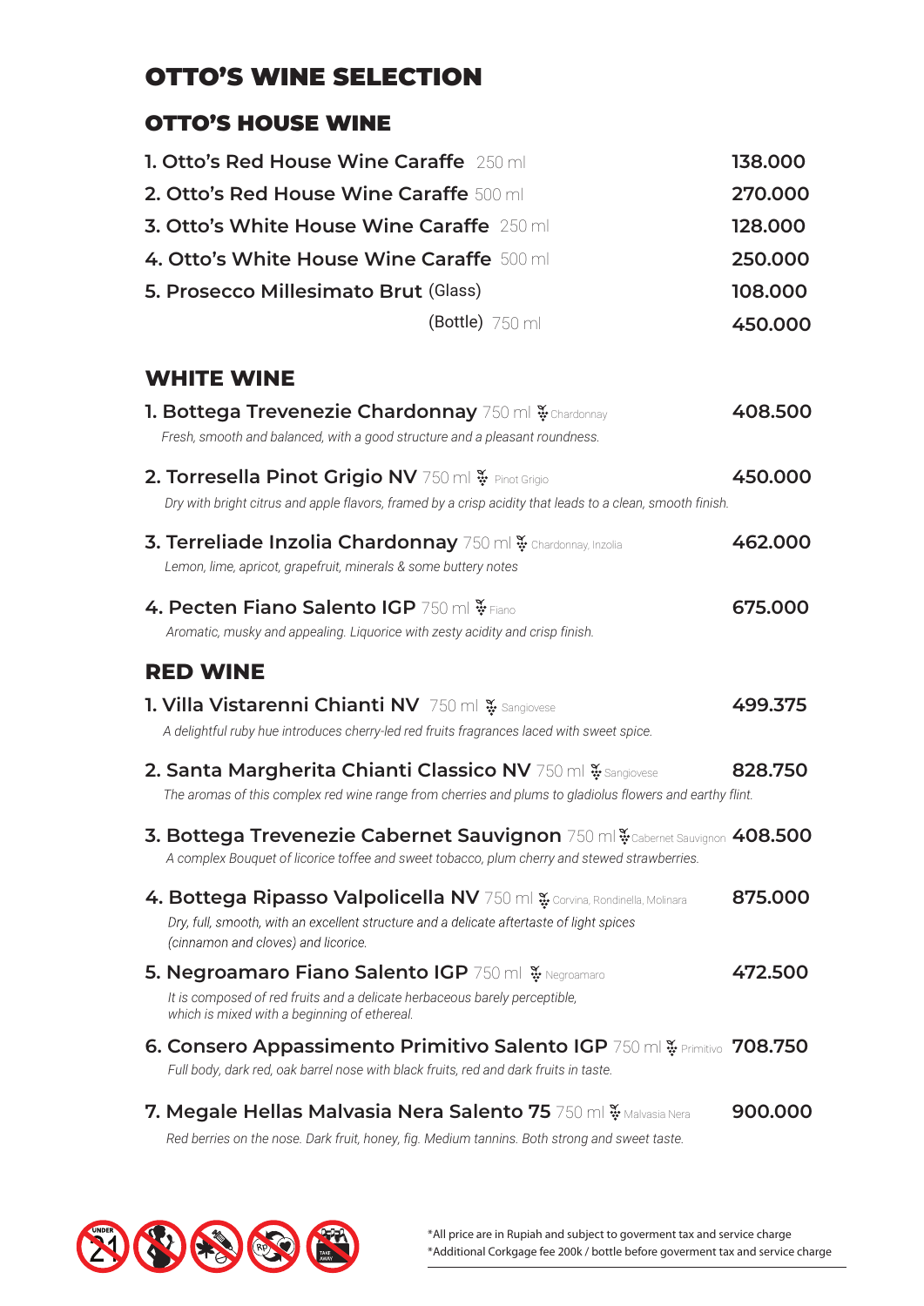# OTTO'S WINE SELECTION

## OTTO'S HOUSE WINE

| Item | Price |
|---|---|
| 1. **Otto's Red House Wine Caraffe** 250 ml | **138.000** |
| 2. **Otto's Red House Wine Caraffe** 500 ml | **270.000** |
| 3. **Otto's White House Wine Caraffe** 250 ml | **128.000** |
| 4. **Otto's White House Wine Caraffe** 500 ml | **250.000** |
| 5. **Prosecco Millesimato Brut** (Glass) | **108.000** |
| (Bottle) 750 ml | **450.000** |

## WHITE WINE

**1. Bottega Trevenezie Chardonnay** 750 ml Chardonnay — **408.500**
*Fresh, smooth and balanced, with a good structure and a pleasant roundness.*

**2. Torresella Pinot Grigio NV** 750 ml Pinot Grigio — **450.000**
*Dry with bright citrus and apple flavors, framed by a crisp acidity that leads to a clean, smooth finish.*

**3. Terreliade Inzolia Chardonnay** 750 ml Chardonnay, Inzolia — **462.000**
*Lemon, lime, apricot, grapefruit, minerals & some buttery notes*

**4. Pecten Fiano Salento IGP** 750 ml Fiano — **675.000**
*Aromatic, musky and appealing. Liquorice with zesty acidity and crisp finish.*

## RED WINE

**1. Villa Vistarenni Chianti NV** 750 ml Sangiovese — **499.375**
*A delightful ruby hue introduces cherry-led red fruits fragrances laced with sweet spice.*

**2. Santa Margherita Chianti Classico NV** 750 ml Sangiovese — **828.750**
*The aromas of this complex red wine range from cherries and plums to gladiolus flowers and earthy flint.*

**3. Bottega Trevenezie Cabernet Sauvignon** 750 ml Cabernet Sauvignon — **408.500**
*A complex Bouquet of licorice toffee and sweet tobacco, plum cherry and stewed strawberries.*

**4. Bottega Ripasso Valpolicella NV** 750 ml Corvina, Rondinella, Molinara — **875.000**
*Dry, full, smooth, with an excellent structure and a delicate aftertaste of light spices (cinnamon and cloves) and licorice.*

**5. Negroamaro Fiano Salento IGP** 750 ml Negroamaro — **472.500**
*It is composed of red fruits and a delicate herbaceous barely perceptible, which is mixed with a beginning of ethereal.*

**6. Consero Appassimento Primitivo Salento IGP** 750 ml Primitivo — **708.750**
*Full body, dark red, oak barrel nose with black fruits, red and dark fruits in taste.*

**7. Megale Hellas Malvasia Nera Salento 75** 750 ml Malvasia Nera — **900.000**
*Red berries on the nose. Dark fruit, honey, fig. Medium tannins. Both strong and sweet taste.*

*All price are in Rupiah and subject to goverment tax and service charge
*Additional Corkgage fee 200k / bottle before goverment tax and service charge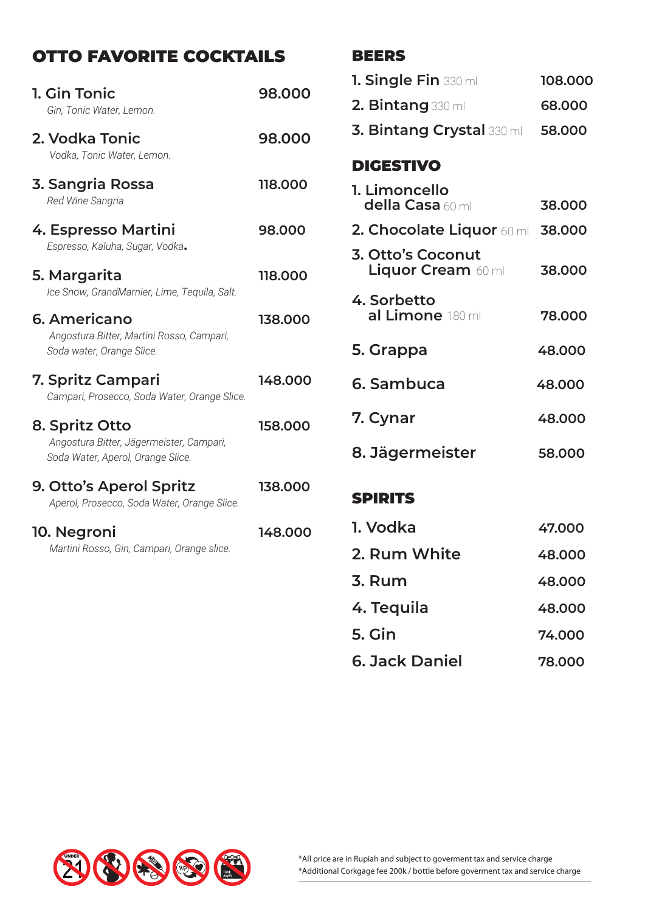## OTTO FAVORITE COCKTAILS

| Item | Price |
|---|---|
| **1. Gin Tonic**<br>*Gin, Tonic Water, Lemon.* | 98.000 |
| **2. Vodka Tonic**<br>*Vodka, Tonic Water, Lemon.* | 98.000 |
| **3. Sangria Rossa**<br>*Red Wine Sangria* | 118.000 |
| **4. Espresso Martini**<br>*Espresso, Kaluha, Sugar, Vodka.* | 98.000 |
| **5. Margarita**<br>*Ice Snow, GrandMarnier, Lime, Tequila, Salt.* | 118.000 |
| **6. Americano**<br>*Angostura Bitter, Martini Rosso, Campari, Soda water, Orange Slice.* | 138.000 |
| **7. Spritz Campari**<br>*Campari, Prosecco, Soda Water, Orange Slice.* | 148.000 |
| **8. Spritz Otto**<br>*Angostura Bitter, Jägermeister, Campari, Soda Water, Aperol, Orange Slice.* | 158.000 |
| **9. Otto's Aperol Spritz**<br>*Aperol, Prosecco, Soda Water, Orange Slice.* | 138.000 |
| **10. Negroni**<br>*Martini Rosso, Gin, Campari, Orange slice.* | 148.000 |

## BEERS

| Item | Price |
|---|---|
| 1. Single Fin 330 ml | 108.000 |
| 2. Bintang 330 ml | 68.000 |
| 3. Bintang Crystal 330 ml | 58.000 |

## DIGESTIVO

| Item | Price |
|---|---|
| 1. Limoncello della Casa 60 ml | 38.000 |
| 2. Chocolate Liquor 60 ml | 38.000 |
| 3. Otto's Coconut Liquor Cream 60 ml | 38.000 |
| 4. Sorbetto al Limone 180 ml | 78.000 |
| 5. Grappa | 48.000 |
| 6. Sambuca | 48.000 |
| 7. Cynar | 48.000 |
| 8. Jägermeister | 58.000 |

## SPIRITS

| Item | Price |
|---|---|
| 1. Vodka | 47.000 |
| 2. Rum White | 48.000 |
| 3. Rum | 48.000 |
| 4. Tequila | 48.000 |
| 5. Gin | 74.000 |
| 6. Jack Daniel | 78.000 |

*All price are in Rupiah and subject to goverment tax and service charge
*Additional Corkgage fee 200k / bottle before goverment tax and service charge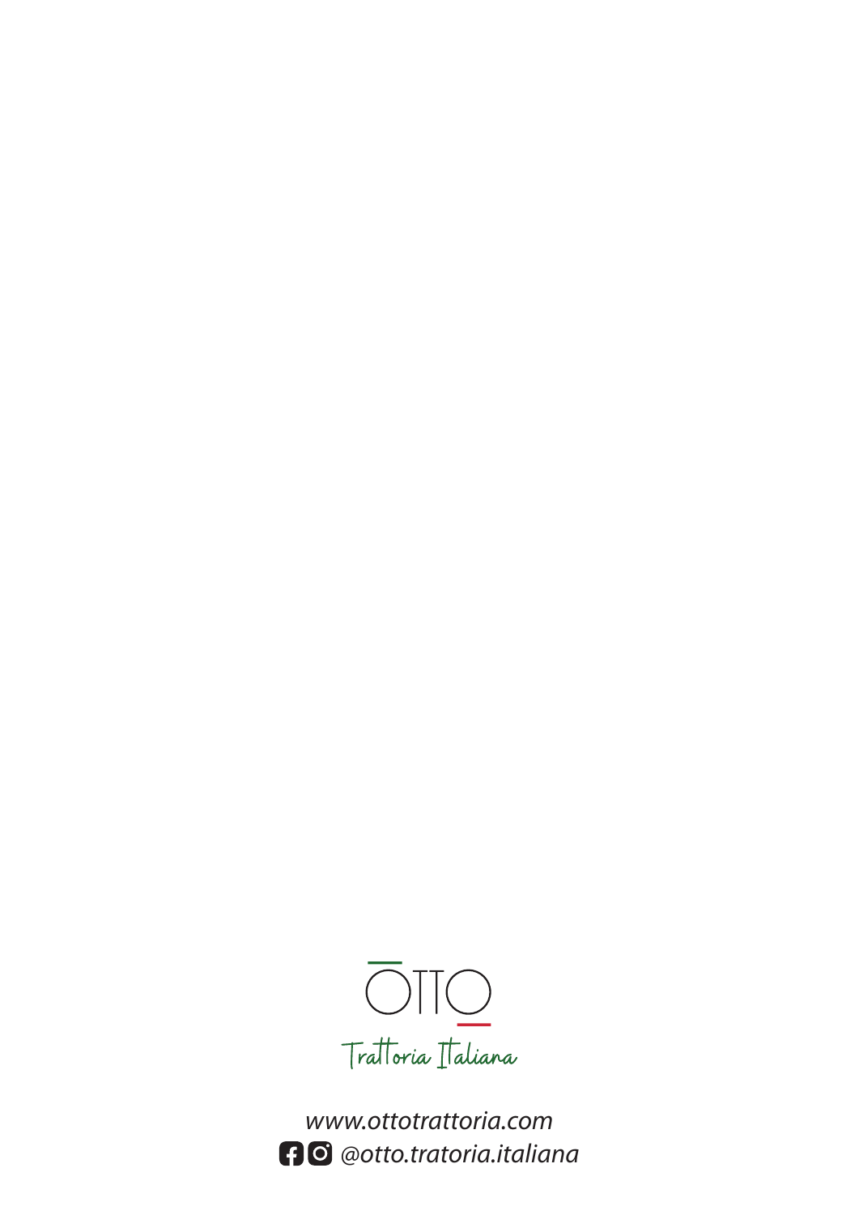ŌTTO

Trattoria Italiana

*www.ottotrattoria.com*

*@otto.tratoria.italiana*